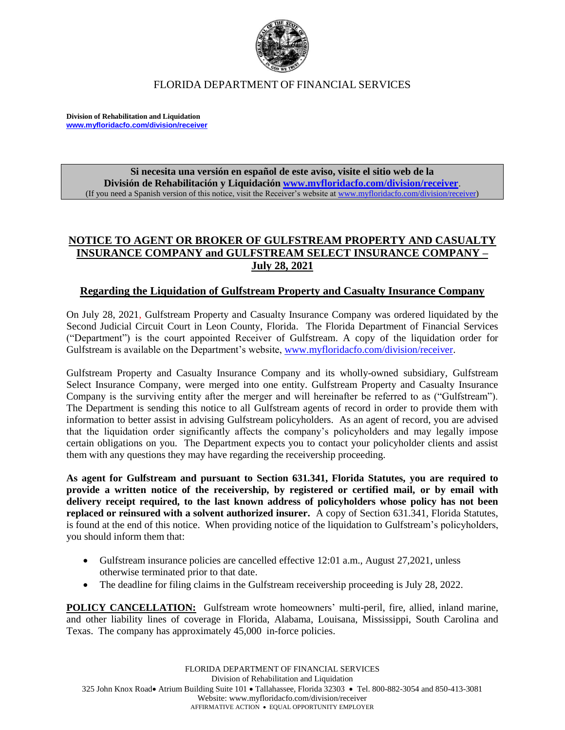FLORIDA DEPARTMENT OF FINANCIAL SERVICES

**Division of Rehabilitation and Liquidation**
**www.myfloridacfo.com/division/receiver**

**Si necesita una versión en español de este aviso, visite el sitio web de la División de Rehabilitación y Liquidación www.myfloridacfo.com/division/receiver.**
(If you need a Spanish version of this notice, visit the Receiver's website at www.myfloridacfo.com/division/receiver)

# NOTICE TO AGENT OR BROKER OF GULFSTREAM PROPERTY AND CASUALTY INSURANCE COMPANY and GULFSTREAM SELECT INSURANCE COMPANY – July 28, 2021

## Regarding the Liquidation of Gulfstream Property and Casualty Insurance Company

On July 28, 2021, Gulfstream Property and Casualty Insurance Company was ordered liquidated by the Second Judicial Circuit Court in Leon County, Florida. The Florida Department of Financial Services ("Department") is the court appointed Receiver of Gulfstream. A copy of the liquidation order for Gulfstream is available on the Department's website, www.myfloridacfo.com/division/receiver.

Gulfstream Property and Casualty Insurance Company and its wholly-owned subsidiary, Gulfstream Select Insurance Company, were merged into one entity. Gulfstream Property and Casualty Insurance Company is the surviving entity after the merger and will hereinafter be referred to as ("Gulfstream"). The Department is sending this notice to all Gulfstream agents of record in order to provide them with information to better assist in advising Gulfstream policyholders. As an agent of record, you are advised that the liquidation order significantly affects the company's policyholders and may legally impose certain obligations on you. The Department expects you to contact your policyholder clients and assist them with any questions they may have regarding the receivership proceeding.

**As agent for Gulfstream and pursuant to Section 631.341, Florida Statutes, you are required to provide a written notice of the receivership, by registered or certified mail, or by email with delivery receipt required, to the last known address of policyholders whose policy has not been replaced or reinsured with a solvent authorized insurer.** A copy of Section 631.341, Florida Statutes, is found at the end of this notice. When providing notice of the liquidation to Gulfstream's policyholders, you should inform them that:

- Gulfstream insurance policies are cancelled effective 12:01 a.m., August 27,2021, unless otherwise terminated prior to that date.
- The deadline for filing claims in the Gulfstream receivership proceeding is July 28, 2022.

**POLICY CANCELLATION:** Gulfstream wrote homeowners' multi-peril, fire, allied, inland marine, and other liability lines of coverage in Florida, Alabama, Louisana, Mississippi, South Carolina and Texas. The company has approximately 45,000 in-force policies.

FLORIDA DEPARTMENT OF FINANCIAL SERVICES
Division of Rehabilitation and Liquidation
325 John Knox Road• Atrium Building Suite 101 • Tallahassee, Florida 32303 • Tel. 800-882-3054 and 850-413-3081
Website: www.myfloridacfo.com/division/receiver
AFFIRMATIVE ACTION • EQUAL OPPORTUNITY EMPLOYER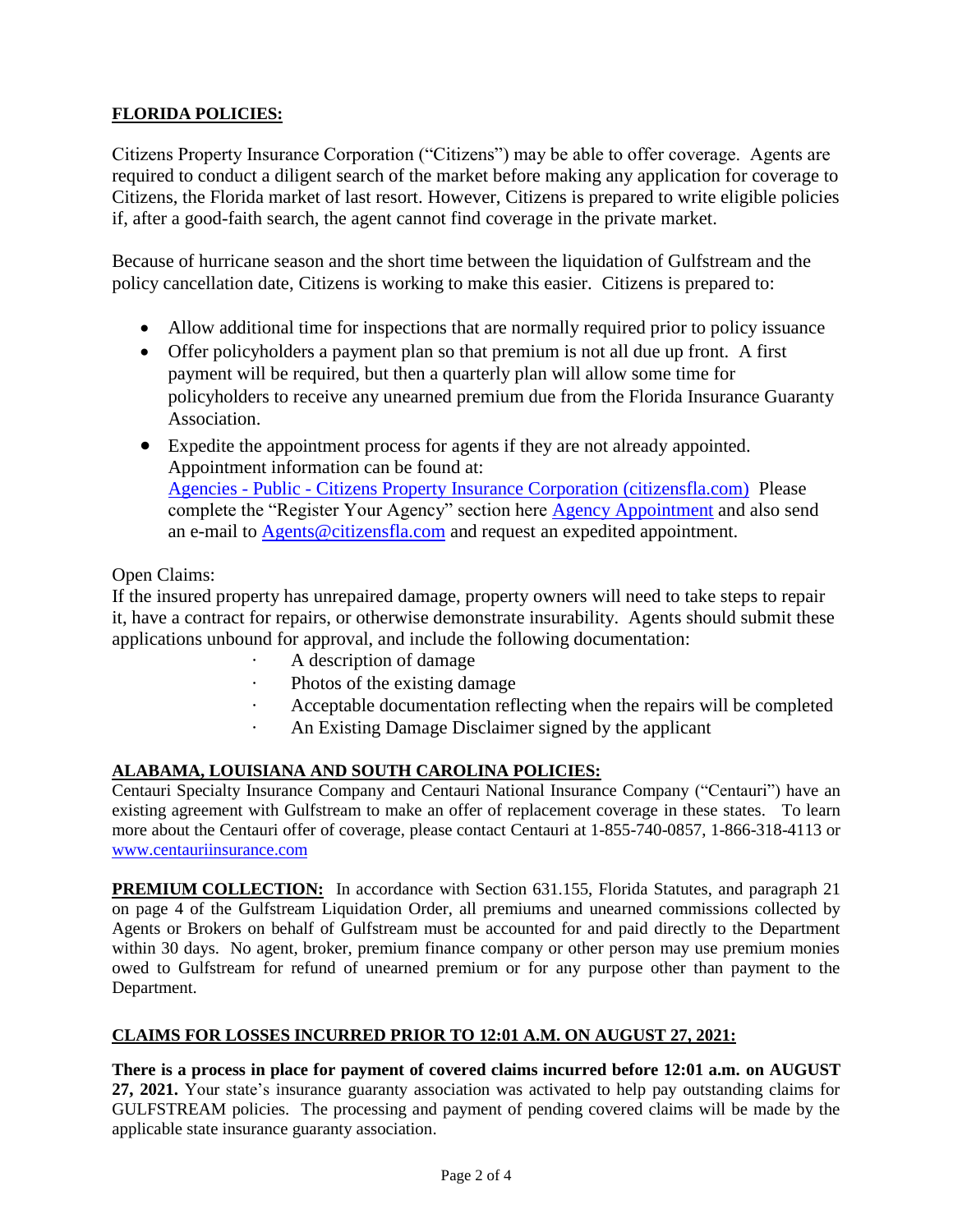**FLORIDA POLICIES:**

Citizens Property Insurance Corporation ("Citizens") may be able to offer coverage. Agents are required to conduct a diligent search of the market before making any application for coverage to Citizens, the Florida market of last resort. However, Citizens is prepared to write eligible policies if, after a good-faith search, the agent cannot find coverage in the private market.

Because of hurricane season and the short time between the liquidation of Gulfstream and the policy cancellation date, Citizens is working to make this easier. Citizens is prepared to:

- Allow additional time for inspections that are normally required prior to policy issuance
- Offer policyholders a payment plan so that premium is not all due up front. A first payment will be required, but then a quarterly plan will allow some time for policyholders to receive any unearned premium due from the Florida Insurance Guaranty Association.
- Expedite the appointment process for agents if they are not already appointed. Appointment information can be found at: [Agencies - Public - Citizens Property Insurance Corporation (citizensfla.com)]() Please complete the "Register Your Agency" section here [Agency Appointment]() and also send an e-mail to [Agents@citizensfla.com]() and request an expedited appointment.

Open Claims:

If the insured property has unrepaired damage, property owners will need to take steps to repair it, have a contract for repairs, or otherwise demonstrate insurability. Agents should submit these applications unbound for approval, and include the following documentation:

- A description of damage
- Photos of the existing damage
- Acceptable documentation reflecting when the repairs will be completed
- An Existing Damage Disclaimer signed by the applicant

**ALABAMA, LOUISIANA AND SOUTH CAROLINA POLICIES:**

Centauri Specialty Insurance Company and Centauri National Insurance Company ("Centauri") have an existing agreement with Gulfstream to make an offer of replacement coverage in these states. To learn more about the Centauri offer of coverage, please contact Centauri at 1-855-740-0857, 1-866-318-4113 or [www.centauriinsurance.com]()

**PREMIUM COLLECTION:** In accordance with Section 631.155, Florida Statutes, and paragraph 21 on page 4 of the Gulfstream Liquidation Order, all premiums and unearned commissions collected by Agents or Brokers on behalf of Gulfstream must be accounted for and paid directly to the Department within 30 days. No agent, broker, premium finance company or other person may use premium monies owed to Gulfstream for refund of unearned premium or for any purpose other than payment to the Department.

**CLAIMS FOR LOSSES INCURRED PRIOR TO 12:01 A.M. ON AUGUST 27, 2021:**

**There is a process in place for payment of covered claims incurred before 12:01 a.m. on AUGUST 27, 2021.** Your state's insurance guaranty association was activated to help pay outstanding claims for GULFSTREAM policies. The processing and payment of pending covered claims will be made by the applicable state insurance guaranty association.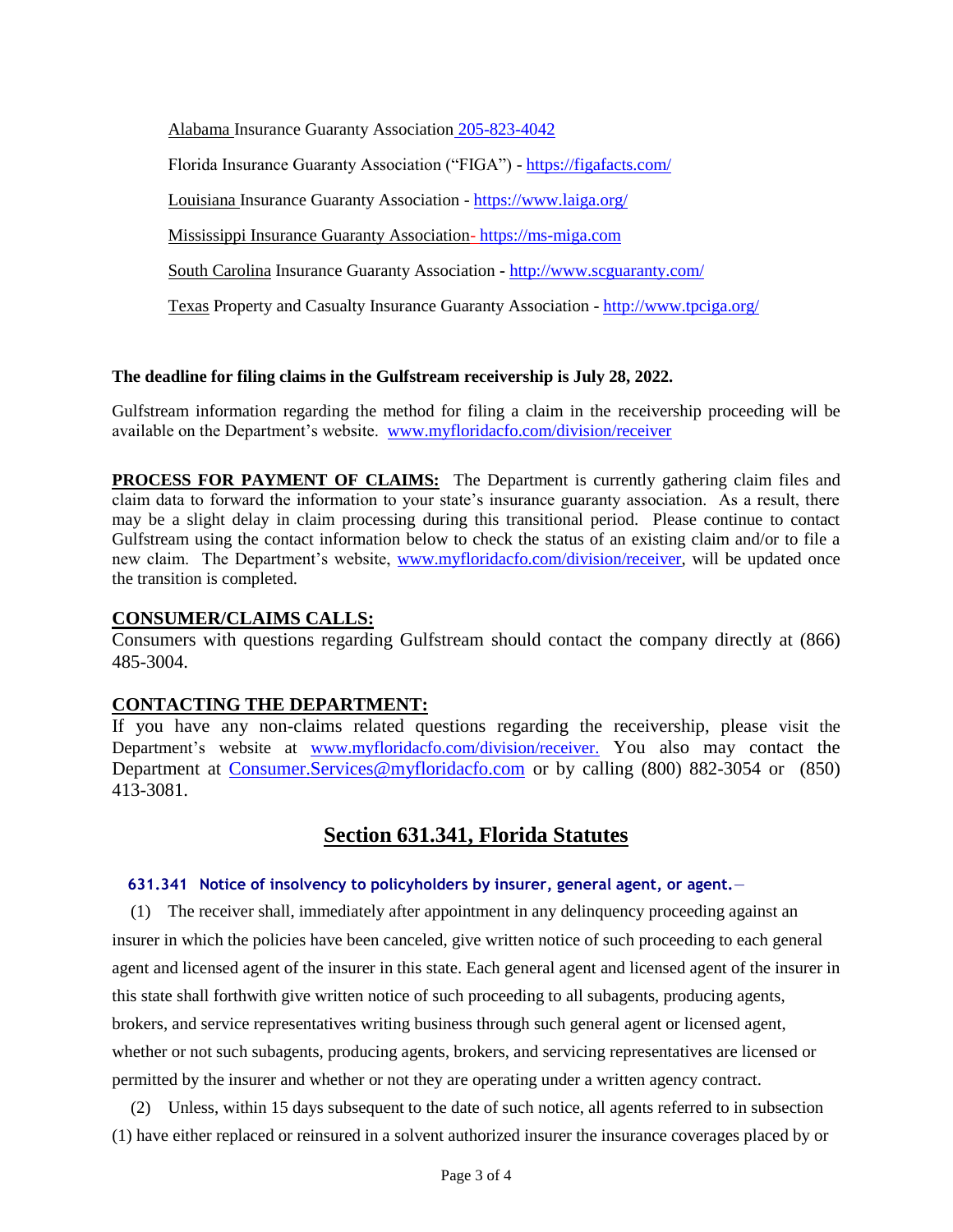Alabama Insurance Guaranty Association 205-823-4042

Florida Insurance Guaranty Association ("FIGA") - https://figafacts.com/

Louisiana Insurance Guaranty Association - https://www.laiga.org/

Mississippi Insurance Guaranty Association- https://ms-miga.com

South Carolina Insurance Guaranty Association - http://www.scguaranty.com/

Texas Property and Casualty Insurance Guaranty Association - http://www.tpciga.org/

**The deadline for filing claims in the Gulfstream receivership is July 28, 2022.**

Gulfstream information regarding the method for filing a claim in the receivership proceeding will be available on the Department's website. www.myfloridacfo.com/division/receiver

**PROCESS FOR PAYMENT OF CLAIMS:** The Department is currently gathering claim files and claim data to forward the information to your state's insurance guaranty association. As a result, there may be a slight delay in claim processing during this transitional period. Please continue to contact Gulfstream using the contact information below to check the status of an existing claim and/or to file a new claim. The Department's website, www.myfloridacfo.com/division/receiver, will be updated once the transition is completed.

## CONSUMER/CLAIMS CALLS:

Consumers with questions regarding Gulfstream should contact the company directly at (866) 485-3004.

## CONTACTING THE DEPARTMENT:

If you have any non-claims related questions regarding the receivership, please visit the Department's website at www.myfloridacfo.com/division/receiver. You also may contact the Department at Consumer.Services@myfloridacfo.com or by calling (800) 882-3054 or (850) 413-3081.

# Section 631.341, Florida Statutes

**631.341 Notice of insolvency to policyholders by insurer, general agent, or agent.**—

(1) The receiver shall, immediately after appointment in any delinquency proceeding against an insurer in which the policies have been canceled, give written notice of such proceeding to each general agent and licensed agent of the insurer in this state. Each general agent and licensed agent of the insurer in this state shall forthwith give written notice of such proceeding to all subagents, producing agents, brokers, and service representatives writing business through such general agent or licensed agent, whether or not such subagents, producing agents, brokers, and servicing representatives are licensed or permitted by the insurer and whether or not they are operating under a written agency contract.

(2) Unless, within 15 days subsequent to the date of such notice, all agents referred to in subsection (1) have either replaced or reinsured in a solvent authorized insurer the insurance coverages placed by or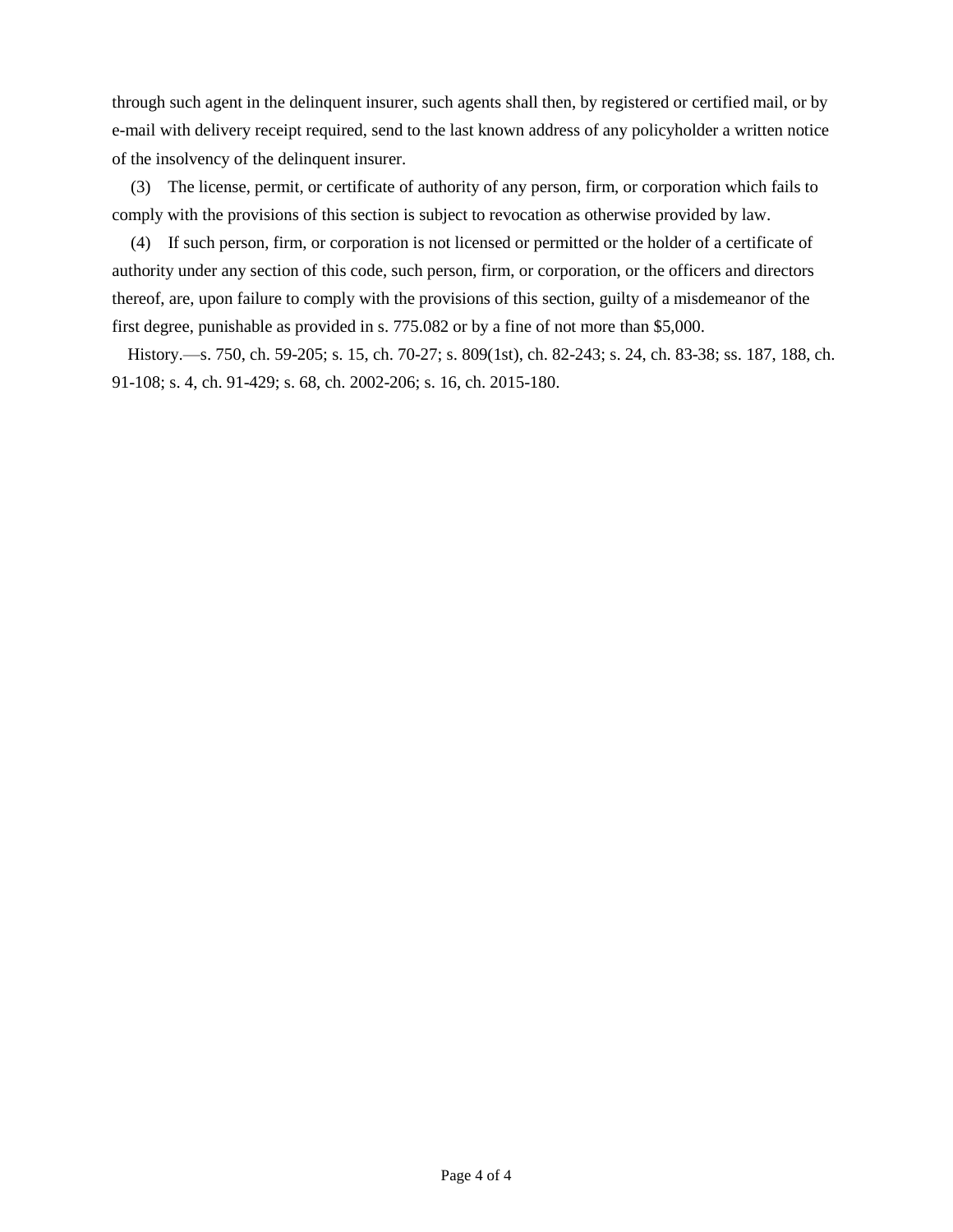through such agent in the delinquent insurer, such agents shall then, by registered or certified mail, or by e-mail with delivery receipt required, send to the last known address of any policyholder a written notice of the insolvency of the delinquent insurer.

(3) The license, permit, or certificate of authority of any person, firm, or corporation which fails to comply with the provisions of this section is subject to revocation as otherwise provided by law.

(4) If such person, firm, or corporation is not licensed or permitted or the holder of a certificate of authority under any section of this code, such person, firm, or corporation, or the officers and directors thereof, are, upon failure to comply with the provisions of this section, guilty of a misdemeanor of the first degree, punishable as provided in s. 775.082 or by a fine of not more than $5,000.

History.—s. 750, ch. 59-205; s. 15, ch. 70-27; s. 809(1st), ch. 82-243; s. 24, ch. 83-38; ss. 187, 188, ch. 91-108; s. 4, ch. 91-429; s. 68, ch. 2002-206; s. 16, ch. 2015-180.